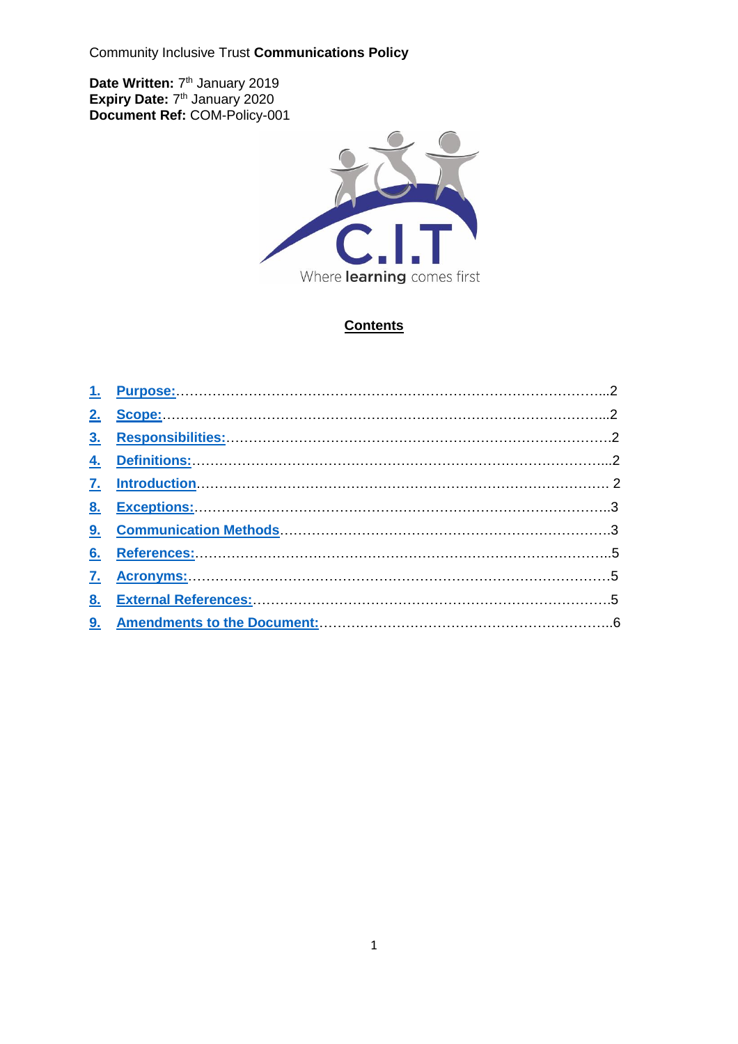Community Inclusive Trust **Communications Policy**

**Date Written:** 7th January 2019
**Expiry Date:** 7th January 2020
**Document Ref:** COM-Policy-001

C.I.T
Where **learning** comes first

## Contents

1. Purpose:…………………………………………………………………………...2
2. Scope:……………………………………………………………………………...2
3. Responsibilities:…………………………………………………………………….2
4. Definitions:………………………………………………………………………...2
7. Introduction………………………………………………………………………… 2
8. Exceptions:…………………………………………………………………………3
9. Communication Methods…………………………………………………………..3
6. References:………………………………………………………………………..5
7. Acronyms:………………………………………………………………………….5
8. External References:……………………………………………………………….5
9. Amendments to the Document:…………………………………………………..6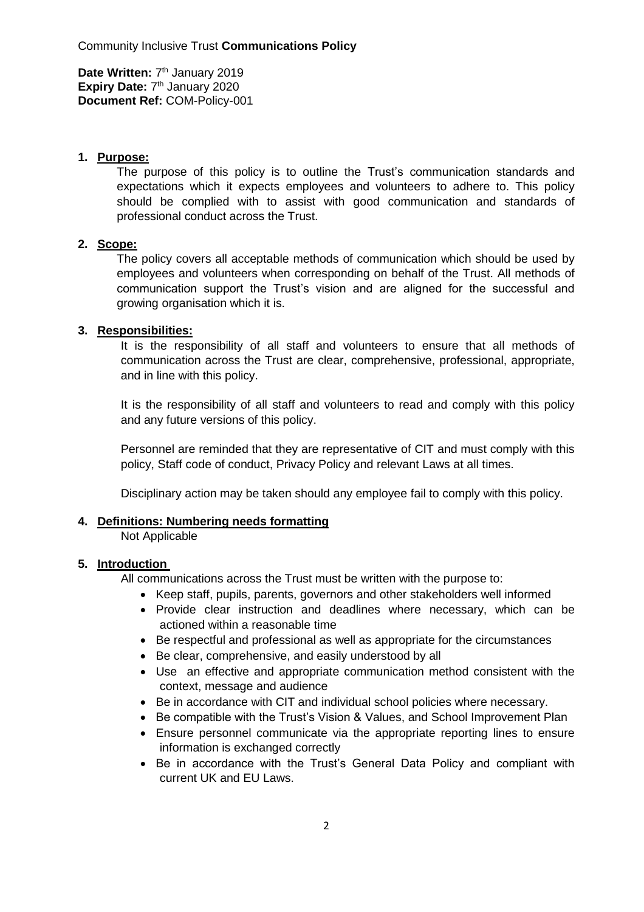Community Inclusive Trust **Communications Policy**

**Date Written:** 7th January 2019
**Expiry Date:** 7th January 2020
**Document Ref:** COM-Policy-001

## 1. Purpose:

The purpose of this policy is to outline the Trust's communication standards and expectations which it expects employees and volunteers to adhere to. This policy should be complied with to assist with good communication and standards of professional conduct across the Trust.

## 2. Scope:

The policy covers all acceptable methods of communication which should be used by employees and volunteers when corresponding on behalf of the Trust. All methods of communication support the Trust's vision and are aligned for the successful and growing organisation which it is.

## 3. Responsibilities:

It is the responsibility of all staff and volunteers to ensure that all methods of communication across the Trust are clear, comprehensive, professional, appropriate, and in line with this policy.

It is the responsibility of all staff and volunteers to read and comply with this policy and any future versions of this policy.

Personnel are reminded that they are representative of CIT and must comply with this policy, Staff code of conduct, Privacy Policy and relevant Laws at all times.

Disciplinary action may be taken should any employee fail to comply with this policy.

## 4. Definitions: Numbering needs formatting

Not Applicable

## 5. Introduction

All communications across the Trust must be written with the purpose to:

- Keep staff, pupils, parents, governors and other stakeholders well informed
- Provide clear instruction and deadlines where necessary, which can be actioned within a reasonable time
- Be respectful and professional as well as appropriate for the circumstances
- Be clear, comprehensive, and easily understood by all
- Use an effective and appropriate communication method consistent with the context, message and audience
- Be in accordance with CIT and individual school policies where necessary.
- Be compatible with the Trust's Vision & Values, and School Improvement Plan
- Ensure personnel communicate via the appropriate reporting lines to ensure information is exchanged correctly
- Be in accordance with the Trust's General Data Policy and compliant with current UK and EU Laws.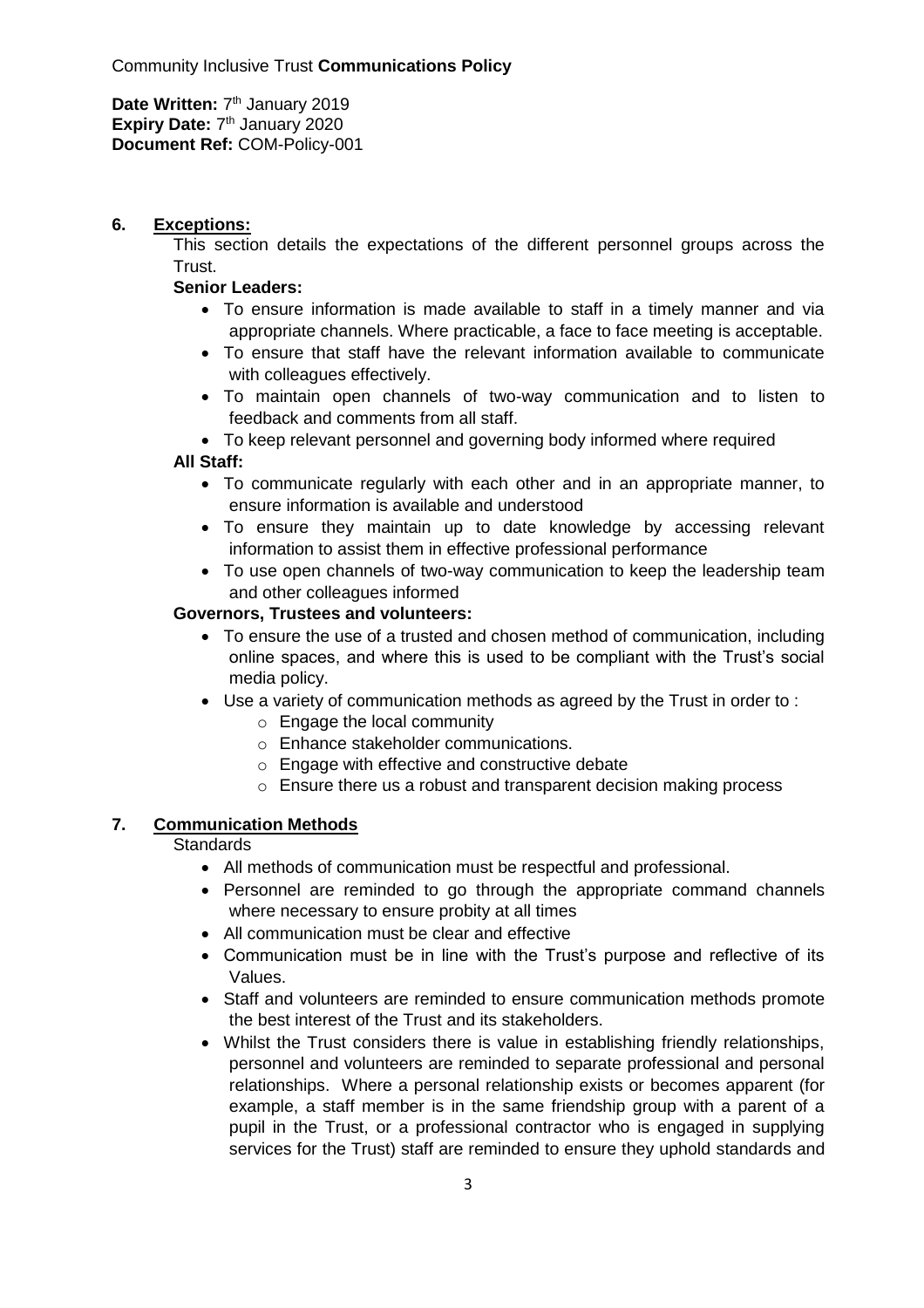Community Inclusive Trust **Communications Policy**

**Date Written:** 7th January 2019
**Expiry Date:** 7th January 2020
**Document Ref:** COM-Policy-001

## 6. Exceptions:

This section details the expectations of the different personnel groups across the Trust.

**Senior Leaders:**

- To ensure information is made available to staff in a timely manner and via appropriate channels. Where practicable, a face to face meeting is acceptable.
- To ensure that staff have the relevant information available to communicate with colleagues effectively.
- To maintain open channels of two-way communication and to listen to feedback and comments from all staff.
- To keep relevant personnel and governing body informed where required

**All Staff:**

- To communicate regularly with each other and in an appropriate manner, to ensure information is available and understood
- To ensure they maintain up to date knowledge by accessing relevant information to assist them in effective professional performance
- To use open channels of two-way communication to keep the leadership team and other colleagues informed

**Governors, Trustees and volunteers:**

- To ensure the use of a trusted and chosen method of communication, including online spaces, and where this is used to be compliant with the Trust's social media policy.
- Use a variety of communication methods as agreed by the Trust in order to :
  - Engage the local community
  - Enhance stakeholder communications.
  - Engage with effective and constructive debate
  - Ensure there us a robust and transparent decision making process

## 7. Communication Methods

Standards

- All methods of communication must be respectful and professional.
- Personnel are reminded to go through the appropriate command channels where necessary to ensure probity at all times
- All communication must be clear and effective
- Communication must be in line with the Trust's purpose and reflective of its Values.
- Staff and volunteers are reminded to ensure communication methods promote the best interest of the Trust and its stakeholders.
- Whilst the Trust considers there is value in establishing friendly relationships, personnel and volunteers are reminded to separate professional and personal relationships. Where a personal relationship exists or becomes apparent (for example, a staff member is in the same friendship group with a parent of a pupil in the Trust, or a professional contractor who is engaged in supplying services for the Trust) staff are reminded to ensure they uphold standards and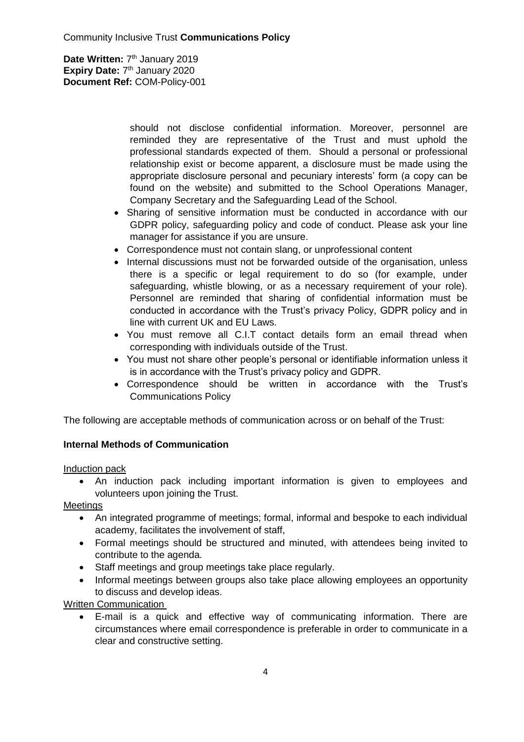should not disclose confidential information. Moreover, personnel are reminded they are representative of the Trust and must uphold the professional standards expected of them. Should a personal or professional relationship exist or become apparent, a disclosure must be made using the appropriate disclosure personal and pecuniary interests' form (a copy can be found on the website) and submitted to the School Operations Manager, Company Secretary and the Safeguarding Lead of the School.

- Sharing of sensitive information must be conducted in accordance with our GDPR policy, safeguarding policy and code of conduct. Please ask your line manager for assistance if you are unsure.
- Correspondence must not contain slang, or unprofessional content
- Internal discussions must not be forwarded outside of the organisation, unless there is a specific or legal requirement to do so (for example, under safeguarding, whistle blowing, or as a necessary requirement of your role). Personnel are reminded that sharing of confidential information must be conducted in accordance with the Trust's privacy Policy, GDPR policy and in line with current UK and EU Laws.
- You must remove all C.I.T contact details form an email thread when corresponding with individuals outside of the Trust.
- You must not share other people's personal or identifiable information unless it is in accordance with the Trust's privacy policy and GDPR.
- Correspondence should be written in accordance with the Trust's Communications Policy

The following are acceptable methods of communication across or on behalf of the Trust:

**Internal Methods of Communication**

<u>Induction pack</u>

- An induction pack including important information is given to employees and volunteers upon joining the Trust.

<u>Meetings</u>

- An integrated programme of meetings; formal, informal and bespoke to each individual academy, facilitates the involvement of staff,
- Formal meetings should be structured and minuted, with attendees being invited to contribute to the agenda.
- Staff meetings and group meetings take place regularly.
- Informal meetings between groups also take place allowing employees an opportunity to discuss and develop ideas.

<u>Written Communication</u>

- E-mail is a quick and effective way of communicating information. There are circumstances where email correspondence is preferable in order to communicate in a clear and constructive setting.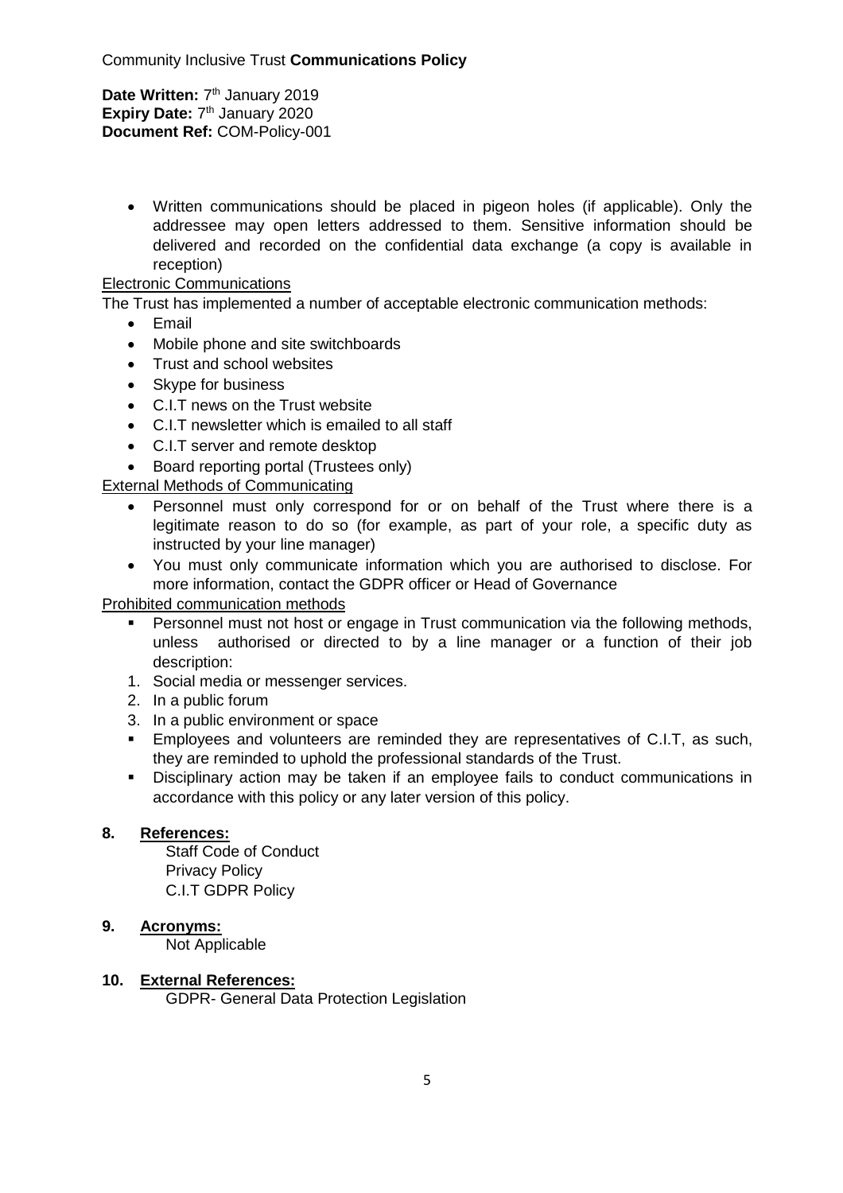- Written communications should be placed in pigeon holes (if applicable). Only the addressee may open letters addressed to them. Sensitive information should be delivered and recorded on the confidential data exchange (a copy is available in reception)

Electronic Communications

The Trust has implemented a number of acceptable electronic communication methods:

- Email
- Mobile phone and site switchboards
- Trust and school websites
- Skype for business
- C.I.T news on the Trust website
- C.I.T newsletter which is emailed to all staff
- C.I.T server and remote desktop
- Board reporting portal (Trustees only)

External Methods of Communicating

- Personnel must only correspond for or on behalf of the Trust where there is a legitimate reason to do so (for example, as part of your role, a specific duty as instructed by your line manager)
- You must only communicate information which you are authorised to disclose. For more information, contact the GDPR officer or Head of Governance

Prohibited communication methods

- Personnel must not host or engage in Trust communication via the following methods, unless authorised or directed to by a line manager or a function of their job description:
  1. Social media or messenger services.
  2. In a public forum
  3. In a public environment or space
- Employees and volunteers are reminded they are representatives of C.I.T, as such, they are reminded to uphold the professional standards of the Trust.
- Disciplinary action may be taken if an employee fails to conduct communications in accordance with this policy or any later version of this policy.

## 8. References:

Staff Code of Conduct
Privacy Policy
C.I.T GDPR Policy

## 9. Acronyms:

Not Applicable

## 10. External References:

GDPR- General Data Protection Legislation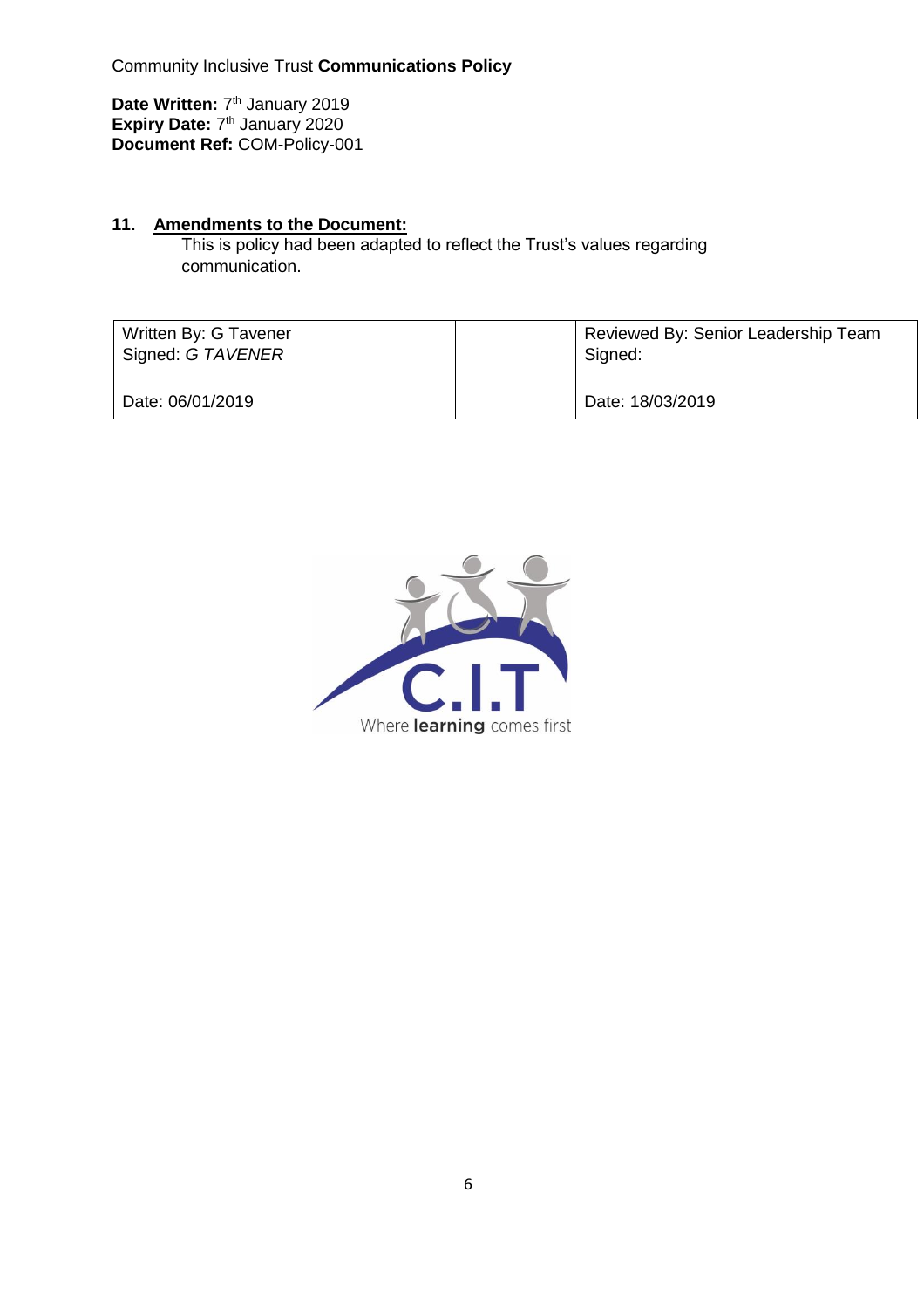Community Inclusive Trust **Communications Policy**

**Date Written:** 7th January 2019
**Expiry Date:** 7th January 2020
**Document Ref:** COM-Policy-001

## 11. Amendments to the Document:

This is policy had been adapted to reflect the Trust's values regarding communication.

| | | |
|---|---|---|
| Written By: G Tavener | | Reviewed By: Senior Leadership Team |
| Signed: *G TAVENER* | | Signed: |
| Date: 06/01/2019 | | Date: 18/03/2019 |

C.I.T
Where **learning** comes first